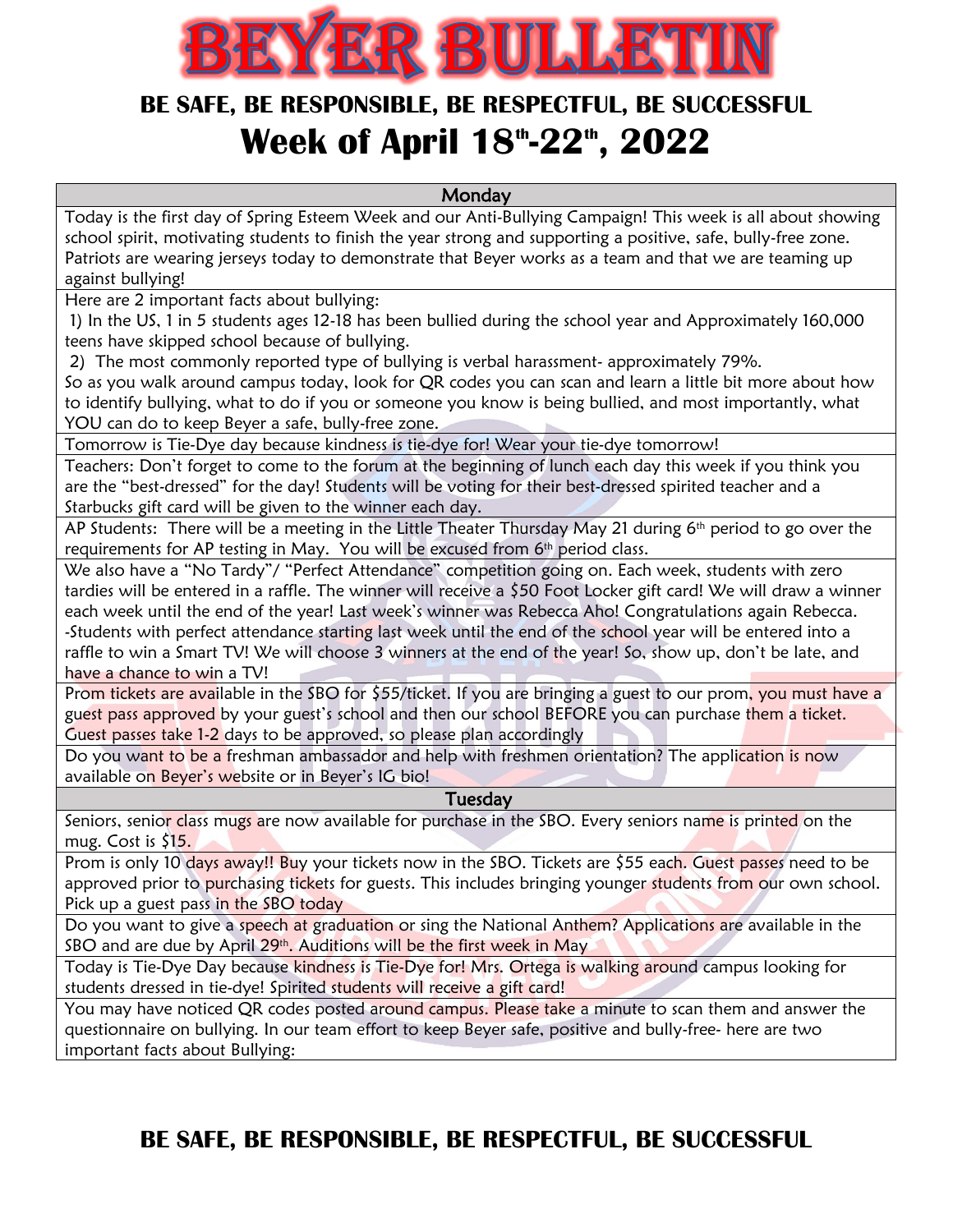# BEYER BULLETIN

## BE SAFE, BE RESPONSIBLE, BE RESPECTFUL, BE SUCCESSFUL

## Week of April 18th-22th, 2022

### Monday

Today is the first day of Spring Esteem Week and our Anti-Bullying Campaign! This week is all about showing school spirit, motivating students to finish the year strong and supporting a positive, safe, bully-free zone. Patriots are wearing jerseys today to demonstrate that Beyer works as a team and that we are teaming up against bullying!

Here are 2 important facts about bullying:
1) In the US, 1 in 5 students ages 12-18 has been bullied during the school year and Approximately 160,000 teens have skipped school because of bullying.
2) The most commonly reported type of bullying is verbal harassment- approximately 79%.

So as you walk around campus today, look for QR codes you can scan and learn a little bit more about how to identify bullying, what to do if you or someone you know is being bullied, and most importantly, what YOU can do to keep Beyer a safe, bully-free zone.

Tomorrow is Tie-Dye day because kindness is tie-dye for! Wear your tie-dye tomorrow!

Teachers: Don't forget to come to the forum at the beginning of lunch each day this week if you think you are the "best-dressed" for the day! Students will be voting for their best-dressed spirited teacher and a Starbucks gift card will be given to the winner each day.

AP Students: There will be a meeting in the Little Theater Thursday May 21 during 6th period to go over the requirements for AP testing in May. You will be excused from 6th period class.

We also have a "No Tardy"/ "Perfect Attendance" competition going on. Each week, students with zero tardies will be entered in a raffle. The winner will receive a $50 Foot Locker gift card! We will draw a winner each week until the end of the year! Last week's winner was Rebecca Aho! Congratulations again Rebecca.
-Students with perfect attendance starting last week until the end of the school year will be entered into a raffle to win a Smart TV! We will choose 3 winners at the end of the year! So, show up, don't be late, and have a chance to win a TV!

Prom tickets are available in the SBO for $55/ticket. If you are bringing a guest to our prom, you must have a guest pass approved by your guest's school and then our school BEFORE you can purchase them a ticket. Guest passes take 1-2 days to be approved, so please plan accordingly

Do you want to be a freshman ambassador and help with freshmen orientation? The application is now available on Beyer's website or in Beyer's IG bio!

### Tuesday

Seniors, senior class mugs are now available for purchase in the SBO. Every seniors name is printed on the mug. Cost is $15.

Prom is only 10 days away!! Buy your tickets now in the SBO. Tickets are $55 each. Guest passes need to be approved prior to purchasing tickets for guests. This includes bringing younger students from our own school. Pick up a guest pass in the SBO today

Do you want to give a speech at graduation or sing the National Anthem? Applications are available in the SBO and are due by April 29th. Auditions will be the first week in May

Today is Tie-Dye Day because kindness is Tie-Dye for! Mrs. Ortega is walking around campus looking for students dressed in tie-dye! Spirited students will receive a gift card!

You may have noticed QR codes posted around campus. Please take a minute to scan them and answer the questionnaire on bullying. In our team effort to keep Beyer safe, positive and bully-free- here are two important facts about Bullying:

## BE SAFE, BE RESPONSIBLE, BE RESPECTFUL, BE SUCCESSFUL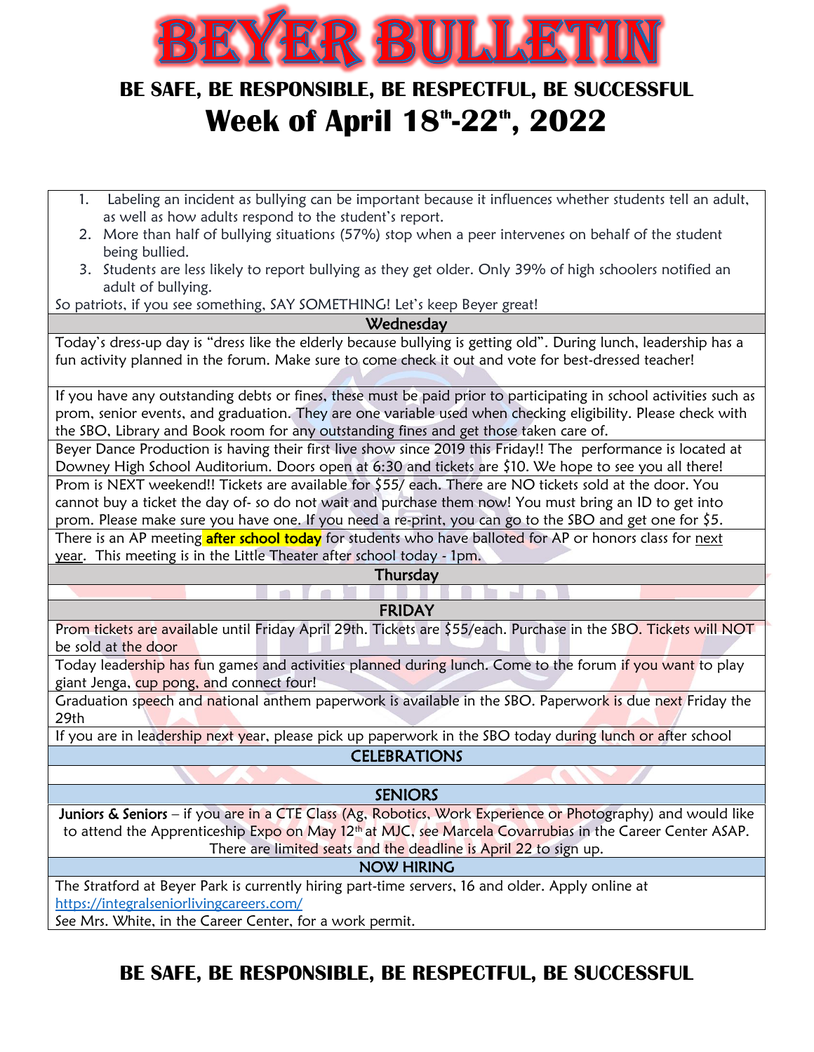# BEYER BULLETIN

## BE SAFE, BE RESPONSIBLE, BE RESPECTFUL, BE SUCCESSFUL

# Week of April 18th-22nd, 2022

1. Labeling an incident as bullying can be important because it influences whether students tell an adult, as well as how adults respond to the student's report.
2. More than half of bullying situations (57%) stop when a peer intervenes on behalf of the student being bullied.
3. Students are less likely to report bullying as they get older. Only 39% of high schoolers notified an adult of bullying.

So patriots, if you see something, SAY SOMETHING! Let's keep Beyer great!

### Wednesday

Today's dress-up day is "dress like the elderly because bullying is getting old". During lunch, leadership has a fun activity planned in the forum. Make sure to come check it out and vote for best-dressed teacher!

If you have any outstanding debts or fines, these must be paid prior to participating in school activities such as prom, senior events, and graduation. They are one variable used when checking eligibility. Please check with the SBO, Library and Book room for any outstanding fines and get those taken care of.

Beyer Dance Production is having their first live show since 2019 this Friday!! The performance is located at Downey High School Auditorium. Doors open at 6:30 and tickets are $10. We hope to see you all there!

Prom is NEXT weekend!! Tickets are available for $55/ each. There are NO tickets sold at the door. You cannot buy a ticket the day of- so do not wait and purchase them now! You must bring an ID to get into prom. Please make sure you have one. If you need a re-print, you can go to the SBO and get one for $5.

There is an AP meeting **after school today** for students who have balloted for AP or honors class for next year. This meeting is in the Little Theater after school today - 1pm.

### Thursday

### FRIDAY

Prom tickets are available until Friday April 29th. Tickets are $55/each. Purchase in the SBO. Tickets will NOT be sold at the door

Today leadership has fun games and activities planned during lunch. Come to the forum if you want to play giant Jenga, cup pong, and connect four!

Graduation speech and national anthem paperwork is available in the SBO. Paperwork is due next Friday the 29th

If you are in leadership next year, please pick up paperwork in the SBO today during lunch or after school

### CELEBRATIONS

### SENIORS

**Juniors & Seniors** – if you are in a CTE Class (Ag, Robotics, Work Experience or Photography) and would like to attend the Apprenticeship Expo on May 12th at MJC, see Marcela Covarrubias in the Career Center ASAP. There are limited seats and the deadline is April 22 to sign up.

### NOW HIRING

The Stratford at Beyer Park is currently hiring part-time servers, 16 and older. Apply online at https://integralseniorlivingcareers.com/

See Mrs. White, in the Career Center, for a work permit.

## BE SAFE, BE RESPONSIBLE, BE RESPECTFUL, BE SUCCESSFUL